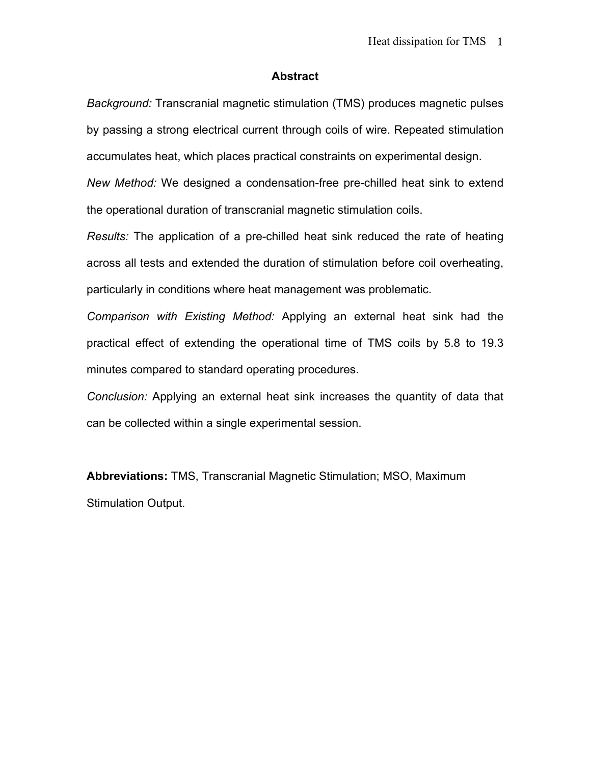## Abstract

*Background:* Transcranial magnetic stimulation (TMS) produces magnetic pulses by passing a strong electrical current through coils of wire. Repeated stimulation accumulates heat, which places practical constraints on experimental design.

*New Method:* We designed a condensation-free pre-chilled heat sink to extend the operational duration of transcranial magnetic stimulation coils.

*Results:* The application of a pre-chilled heat sink reduced the rate of heating across all tests and extended the duration of stimulation before coil overheating, particularly in conditions where heat management was problematic.

*Comparison with Existing Method:* Applying an external heat sink had the practical effect of extending the operational time of TMS coils by 5.8 to 19.3 minutes compared to standard operating procedures.

*Conclusion:* Applying an external heat sink increases the quantity of data that can be collected within a single experimental session.

**Abbreviations:** TMS, Transcranial Magnetic Stimulation; MSO, Maximum Stimulation Output.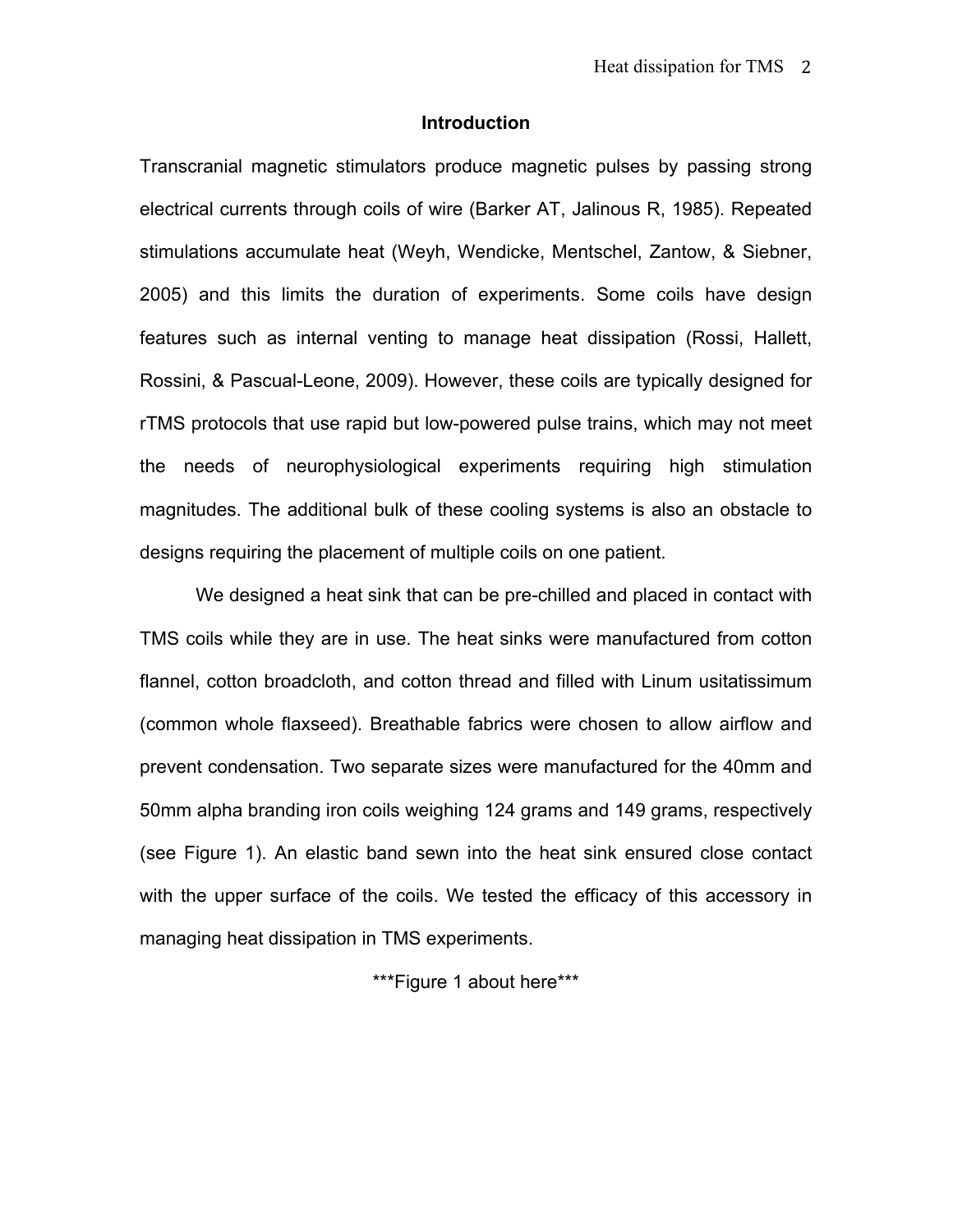## Introduction

Transcranial magnetic stimulators produce magnetic pulses by passing strong electrical currents through coils of wire (Barker AT, Jalinous R, 1985). Repeated stimulations accumulate heat (Weyh, Wendicke, Mentschel, Zantow, & Siebner, 2005) and this limits the duration of experiments. Some coils have design features such as internal venting to manage heat dissipation (Rossi, Hallett, Rossini, & Pascual-Leone, 2009). However, these coils are typically designed for rTMS protocols that use rapid but low-powered pulse trains, which may not meet the needs of neurophysiological experiments requiring high stimulation magnitudes. The additional bulk of these cooling systems is also an obstacle to designs requiring the placement of multiple coils on one patient.

We designed a heat sink that can be pre-chilled and placed in contact with TMS coils while they are in use. The heat sinks were manufactured from cotton flannel, cotton broadcloth, and cotton thread and filled with Linum usitatissimum (common whole flaxseed). Breathable fabrics were chosen to allow airflow and prevent condensation. Two separate sizes were manufactured for the 40mm and 50mm alpha branding iron coils weighing 124 grams and 149 grams, respectively (see Figure 1). An elastic band sewn into the heat sink ensured close contact with the upper surface of the coils. We tested the efficacy of this accessory in managing heat dissipation in TMS experiments.

***Figure 1 about here***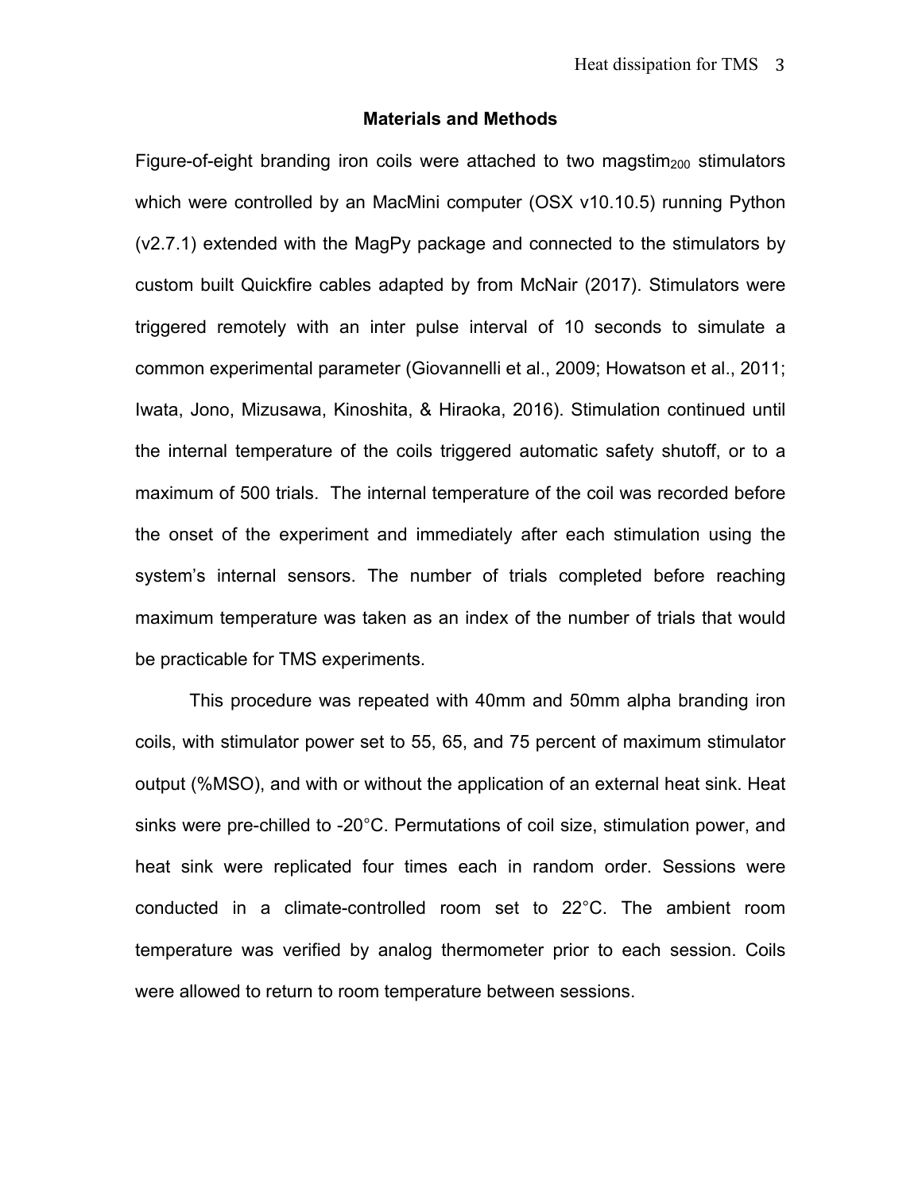## Materials and Methods

Figure-of-eight branding iron coils were attached to two magstim$_{200}$ stimulators which were controlled by an MacMini computer (OSX v10.10.5) running Python (v2.7.1) extended with the MagPy package and connected to the stimulators by custom built Quickfire cables adapted by from McNair (2017). Stimulators were triggered remotely with an inter pulse interval of 10 seconds to simulate a common experimental parameter (Giovannelli et al., 2009; Howatson et al., 2011; Iwata, Jono, Mizusawa, Kinoshita, & Hiraoka, 2016). Stimulation continued until the internal temperature of the coils triggered automatic safety shutoff, or to a maximum of 500 trials. The internal temperature of the coil was recorded before the onset of the experiment and immediately after each stimulation using the system's internal sensors. The number of trials completed before reaching maximum temperature was taken as an index of the number of trials that would be practicable for TMS experiments.

This procedure was repeated with 40mm and 50mm alpha branding iron coils, with stimulator power set to 55, 65, and 75 percent of maximum stimulator output (%MSO), and with or without the application of an external heat sink. Heat sinks were pre-chilled to -20°C. Permutations of coil size, stimulation power, and heat sink were replicated four times each in random order. Sessions were conducted in a climate-controlled room set to 22°C. The ambient room temperature was verified by analog thermometer prior to each session. Coils were allowed to return to room temperature between sessions.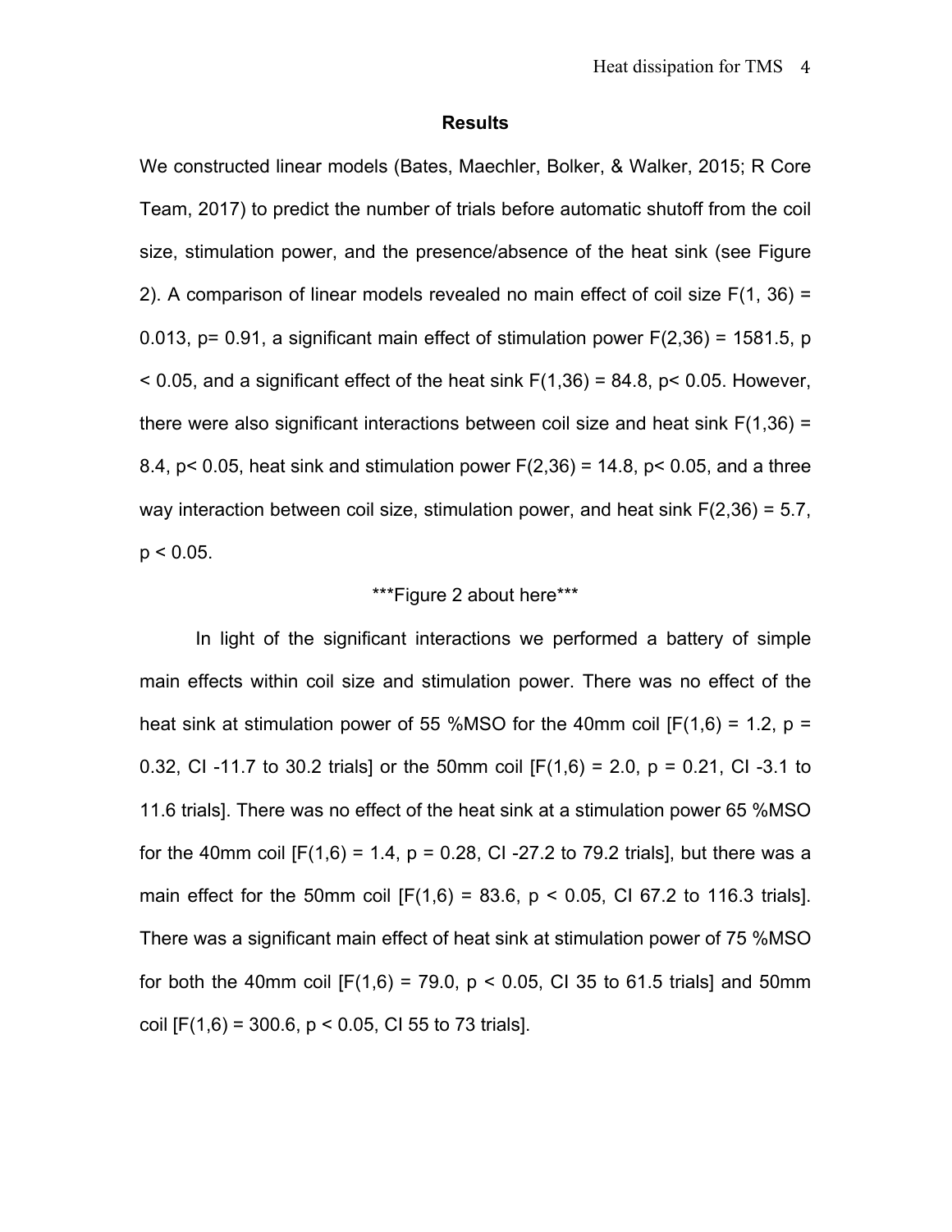## Results

We constructed linear models (Bates, Maechler, Bolker, & Walker, 2015; R Core Team, 2017) to predict the number of trials before automatic shutoff from the coil size, stimulation power, and the presence/absence of the heat sink (see Figure 2). A comparison of linear models revealed no main effect of coil size $F(1, 36) = 0.013$, $p = 0.91$, a significant main effect of stimulation power $F(2,36) = 1581.5$, $p < 0.05$, and a significant effect of the heat sink $F(1,36) = 84.8$, $p < 0.05$. However, there were also significant interactions between coil size and heat sink $F(1,36) = 8.4$, $p < 0.05$, heat sink and stimulation power $F(2,36) = 14.8$, $p < 0.05$, and a three way interaction between coil size, stimulation power, and heat sink $F(2,36) = 5.7$, $p < 0.05$.

***Figure 2 about here***

In light of the significant interactions we performed a battery of simple main effects within coil size and stimulation power. There was no effect of the heat sink at stimulation power of 55 %MSO for the 40mm coil [$F(1,6) = 1.2$, $p = 0.32$, CI -11.7 to 30.2 trials] or the 50mm coil [$F(1,6) = 2.0$, $p = 0.21$, CI -3.1 to 11.6 trials]. There was no effect of the heat sink at a stimulation power 65 %MSO for the 40mm coil [$F(1,6) = 1.4$, $p = 0.28$, CI -27.2 to 79.2 trials], but there was a main effect for the 50mm coil [$F(1,6) = 83.6$, $p < 0.05$, CI 67.2 to 116.3 trials]. There was a significant main effect of heat sink at stimulation power of 75 %MSO for both the 40mm coil [$F(1,6) = 79.0$, $p < 0.05$, CI 35 to 61.5 trials] and 50mm coil [$F(1,6) = 300.6$, $p < 0.05$, CI 55 to 73 trials].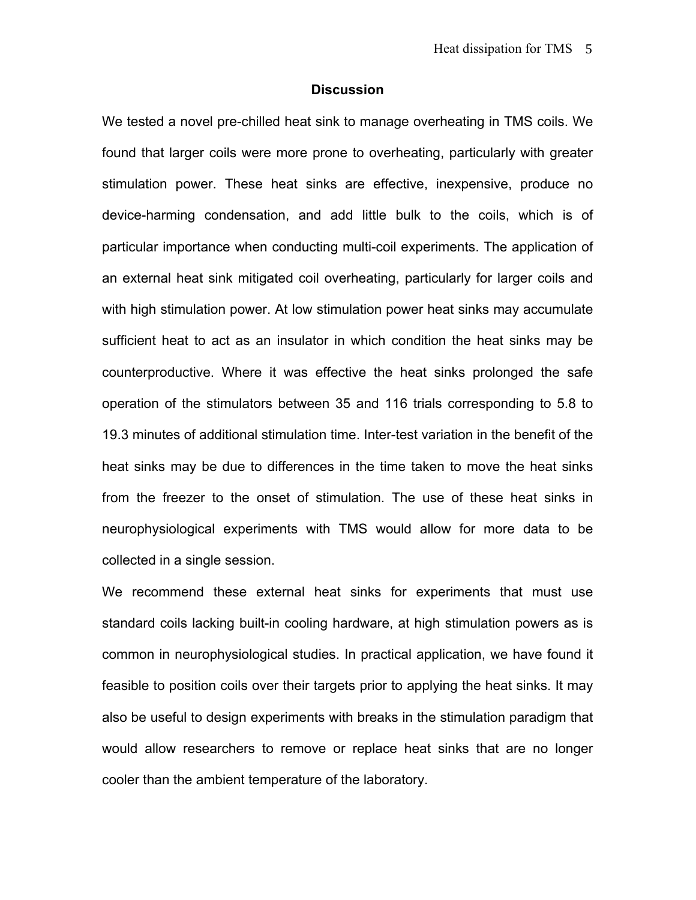## Discussion

We tested a novel pre-chilled heat sink to manage overheating in TMS coils. We found that larger coils were more prone to overheating, particularly with greater stimulation power. These heat sinks are effective, inexpensive, produce no device-harming condensation, and add little bulk to the coils, which is of particular importance when conducting multi-coil experiments. The application of an external heat sink mitigated coil overheating, particularly for larger coils and with high stimulation power. At low stimulation power heat sinks may accumulate sufficient heat to act as an insulator in which condition the heat sinks may be counterproductive. Where it was effective the heat sinks prolonged the safe operation of the stimulators between 35 and 116 trials corresponding to 5.8 to 19.3 minutes of additional stimulation time. Inter-test variation in the benefit of the heat sinks may be due to differences in the time taken to move the heat sinks from the freezer to the onset of stimulation. The use of these heat sinks in neurophysiological experiments with TMS would allow for more data to be collected in a single session.

We recommend these external heat sinks for experiments that must use standard coils lacking built-in cooling hardware, at high stimulation powers as is common in neurophysiological studies. In practical application, we have found it feasible to position coils over their targets prior to applying the heat sinks. It may also be useful to design experiments with breaks in the stimulation paradigm that would allow researchers to remove or replace heat sinks that are no longer cooler than the ambient temperature of the laboratory.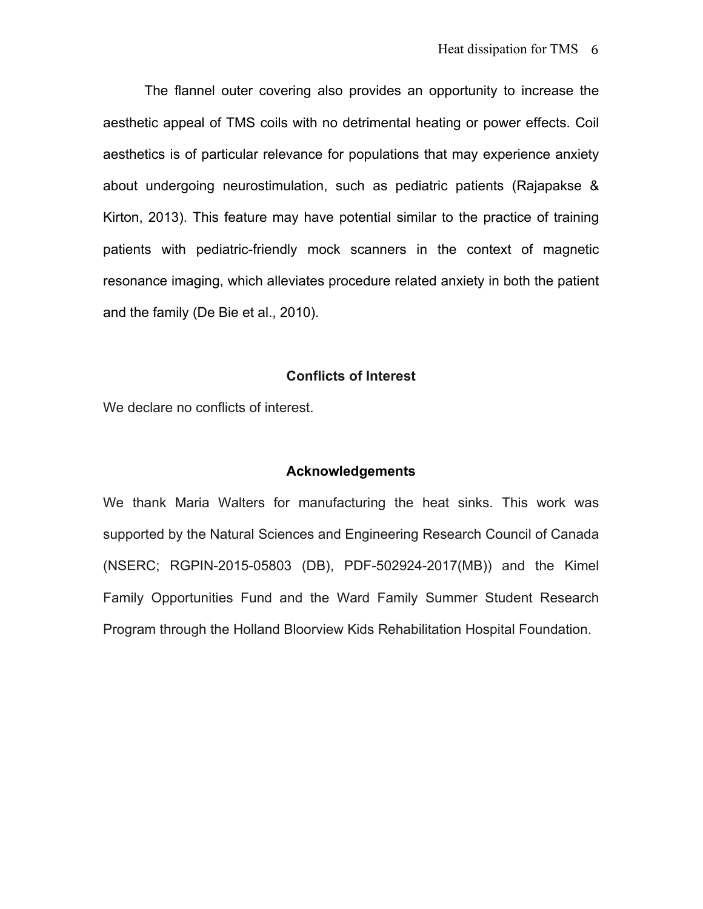The flannel outer covering also provides an opportunity to increase the aesthetic appeal of TMS coils with no detrimental heating or power effects. Coil aesthetics is of particular relevance for populations that may experience anxiety about undergoing neurostimulation, such as pediatric patients (Rajapakse & Kirton, 2013). This feature may have potential similar to the practice of training patients with pediatric-friendly mock scanners in the context of magnetic resonance imaging, which alleviates procedure related anxiety in both the patient and the family (De Bie et al., 2010).

## Conflicts of Interest

We declare no conflicts of interest.

## Acknowledgements

We thank Maria Walters for manufacturing the heat sinks. This work was supported by the Natural Sciences and Engineering Research Council of Canada (NSERC; RGPIN-2015-05803 (DB), PDF-502924-2017(MB)) and the Kimel Family Opportunities Fund and the Ward Family Summer Student Research Program through the Holland Bloorview Kids Rehabilitation Hospital Foundation.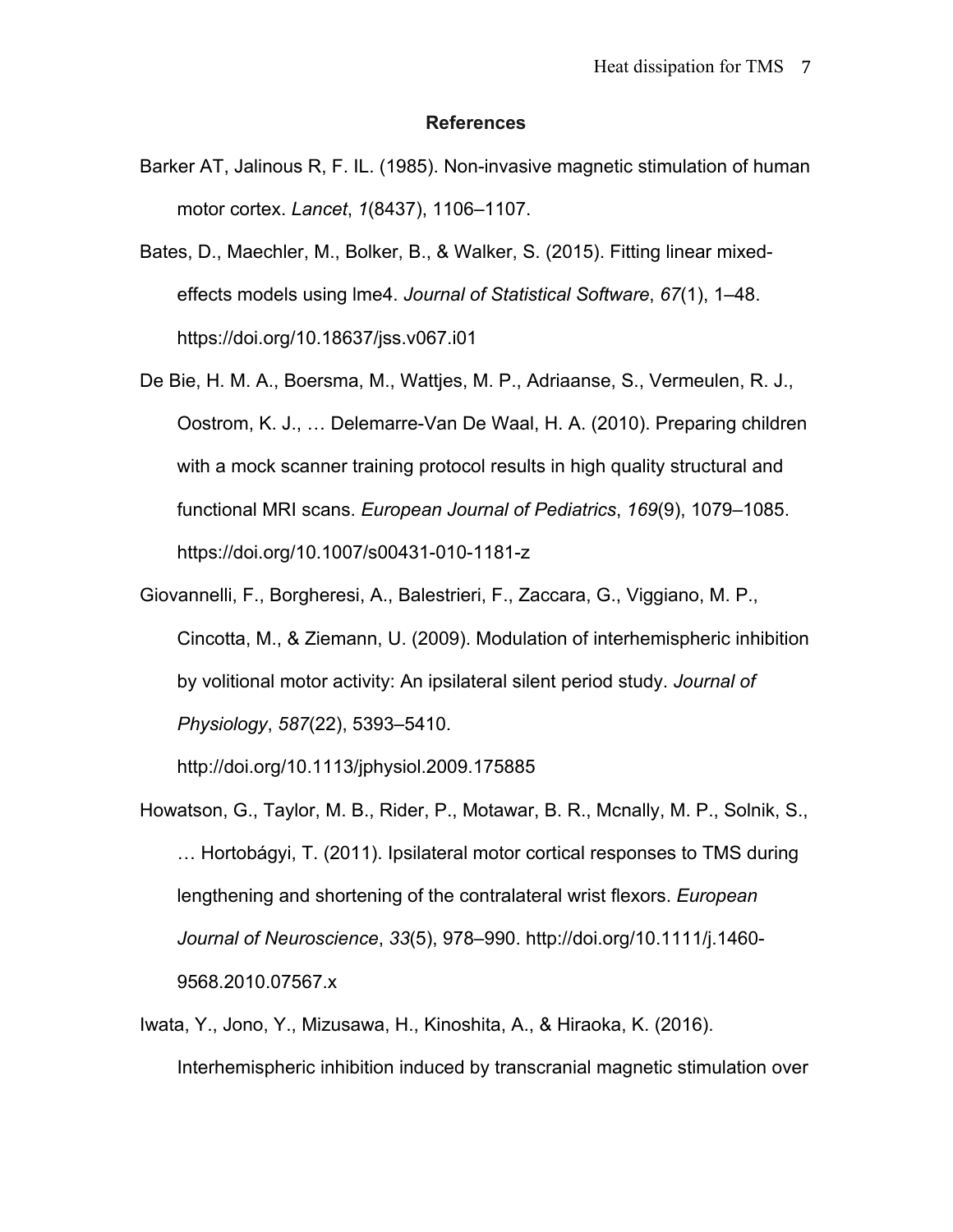## References

Barker AT, Jalinous R, F. IL. (1985). Non-invasive magnetic stimulation of human motor cortex. *Lancet*, *1*(8437), 1106–1107.

Bates, D., Maechler, M., Bolker, B., & Walker, S. (2015). Fitting linear mixed-effects models using lme4. *Journal of Statistical Software*, *67*(1), 1–48. https://doi.org/10.18637/jss.v067.i01

De Bie, H. M. A., Boersma, M., Wattjes, M. P., Adriaanse, S., Vermeulen, R. J., Oostrom, K. J., … Delemarre-Van De Waal, H. A. (2010). Preparing children with a mock scanner training protocol results in high quality structural and functional MRI scans. *European Journal of Pediatrics*, *169*(9), 1079–1085. https://doi.org/10.1007/s00431-010-1181-z

Giovannelli, F., Borgheresi, A., Balestrieri, F., Zaccara, G., Viggiano, M. P., Cincotta, M., & Ziemann, U. (2009). Modulation of interhemispheric inhibition by volitional motor activity: An ipsilateral silent period study. *Journal of Physiology*, *587*(22), 5393–5410. http://doi.org/10.1113/jphysiol.2009.175885

Howatson, G., Taylor, M. B., Rider, P., Motawar, B. R., Mcnally, M. P., Solnik, S., … Hortobágyi, T. (2011). Ipsilateral motor cortical responses to TMS during lengthening and shortening of the contralateral wrist flexors. *European Journal of Neuroscience*, *33*(5), 978–990. http://doi.org/10.1111/j.1460-9568.2010.07567.x

Iwata, Y., Jono, Y., Mizusawa, H., Kinoshita, A., & Hiraoka, K. (2016). Interhemispheric inhibition induced by transcranial magnetic stimulation over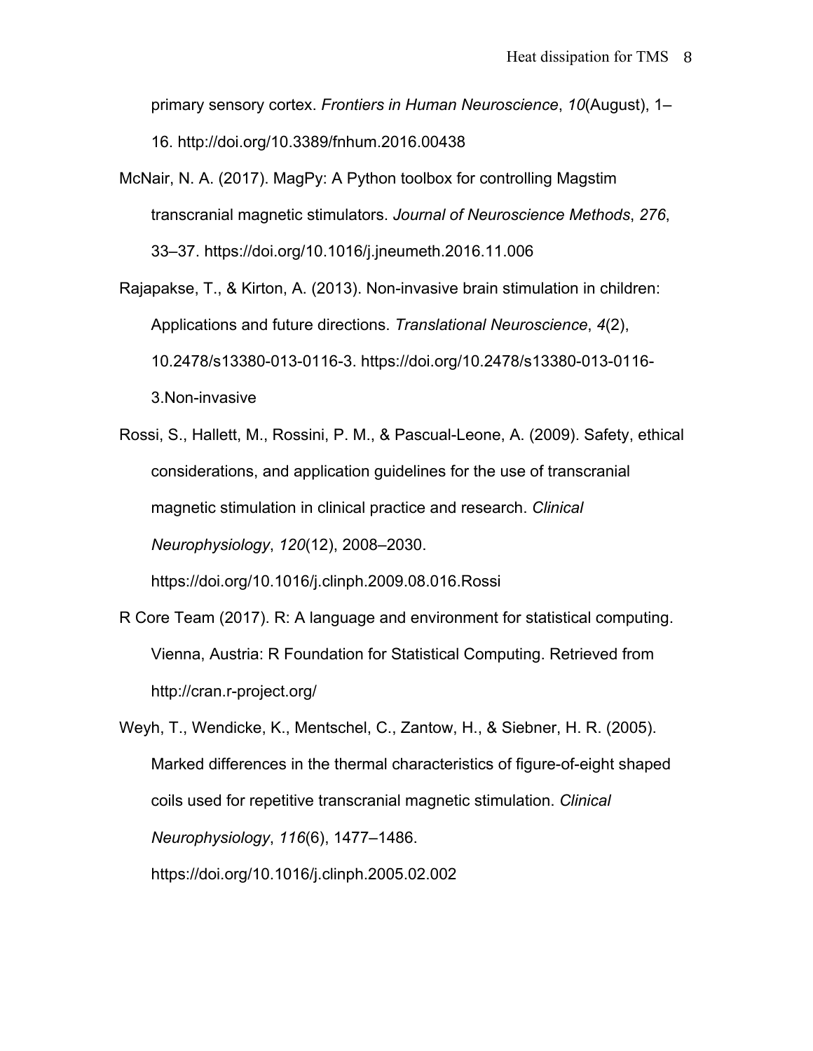primary sensory cortex. *Frontiers in Human Neuroscience*, *10*(August), 1–16. http://doi.org/10.3389/fnhum.2016.00438

McNair, N. A. (2017). MagPy: A Python toolbox for controlling Magstim transcranial magnetic stimulators. *Journal of Neuroscience Methods*, *276*, 33–37. https://doi.org/10.1016/j.jneumeth.2016.11.006

Rajapakse, T., & Kirton, A. (2013). Non-invasive brain stimulation in children: Applications and future directions. *Translational Neuroscience*, *4*(2), 10.2478/s13380-013-0116-3. https://doi.org/10.2478/s13380-013-0116-3.Non-invasive

Rossi, S., Hallett, M., Rossini, P. M., & Pascual-Leone, A. (2009). Safety, ethical considerations, and application guidelines for the use of transcranial magnetic stimulation in clinical practice and research. *Clinical Neurophysiology*, *120*(12), 2008–2030. https://doi.org/10.1016/j.clinph.2009.08.016.Rossi

R Core Team (2017). R: A language and environment for statistical computing. Vienna, Austria: R Foundation for Statistical Computing. Retrieved from http://cran.r-project.org/

Weyh, T., Wendicke, K., Mentschel, C., Zantow, H., & Siebner, H. R. (2005). Marked differences in the thermal characteristics of figure-of-eight shaped coils used for repetitive transcranial magnetic stimulation. *Clinical Neurophysiology*, *116*(6), 1477–1486. https://doi.org/10.1016/j.clinph.2005.02.002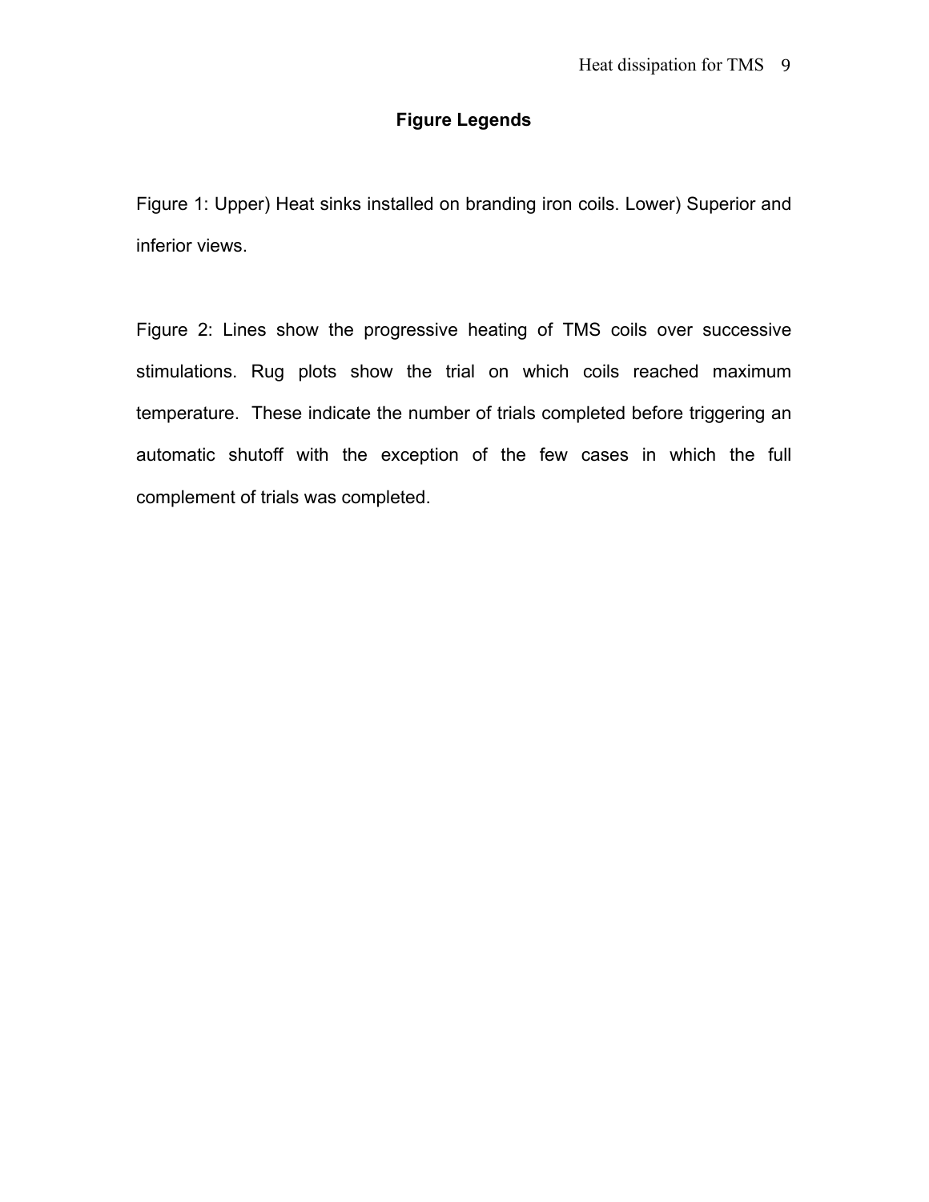## Figure Legends

Figure 1: Upper) Heat sinks installed on branding iron coils. Lower) Superior and inferior views.

Figure 2: Lines show the progressive heating of TMS coils over successive stimulations. Rug plots show the trial on which coils reached maximum temperature. These indicate the number of trials completed before triggering an automatic shutoff with the exception of the few cases in which the full complement of trials was completed.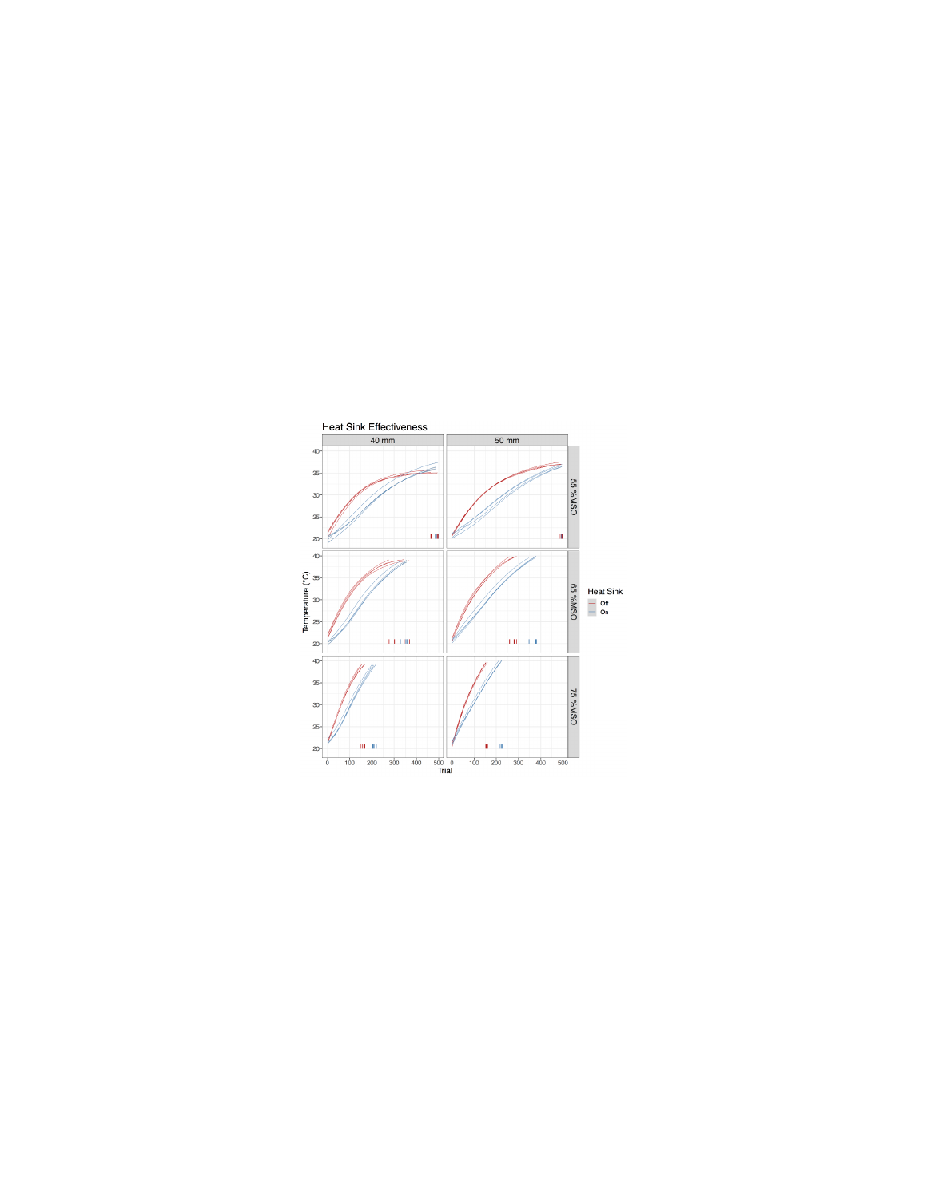Heat Sink Effectiveness

40 mm

50 mm

55 %MSO

65 %MSO

75 %MSO

Temperature (°C)

40
35
30
25
20

Trial

0 100 200 300 400 500

Heat Sink

Off

On